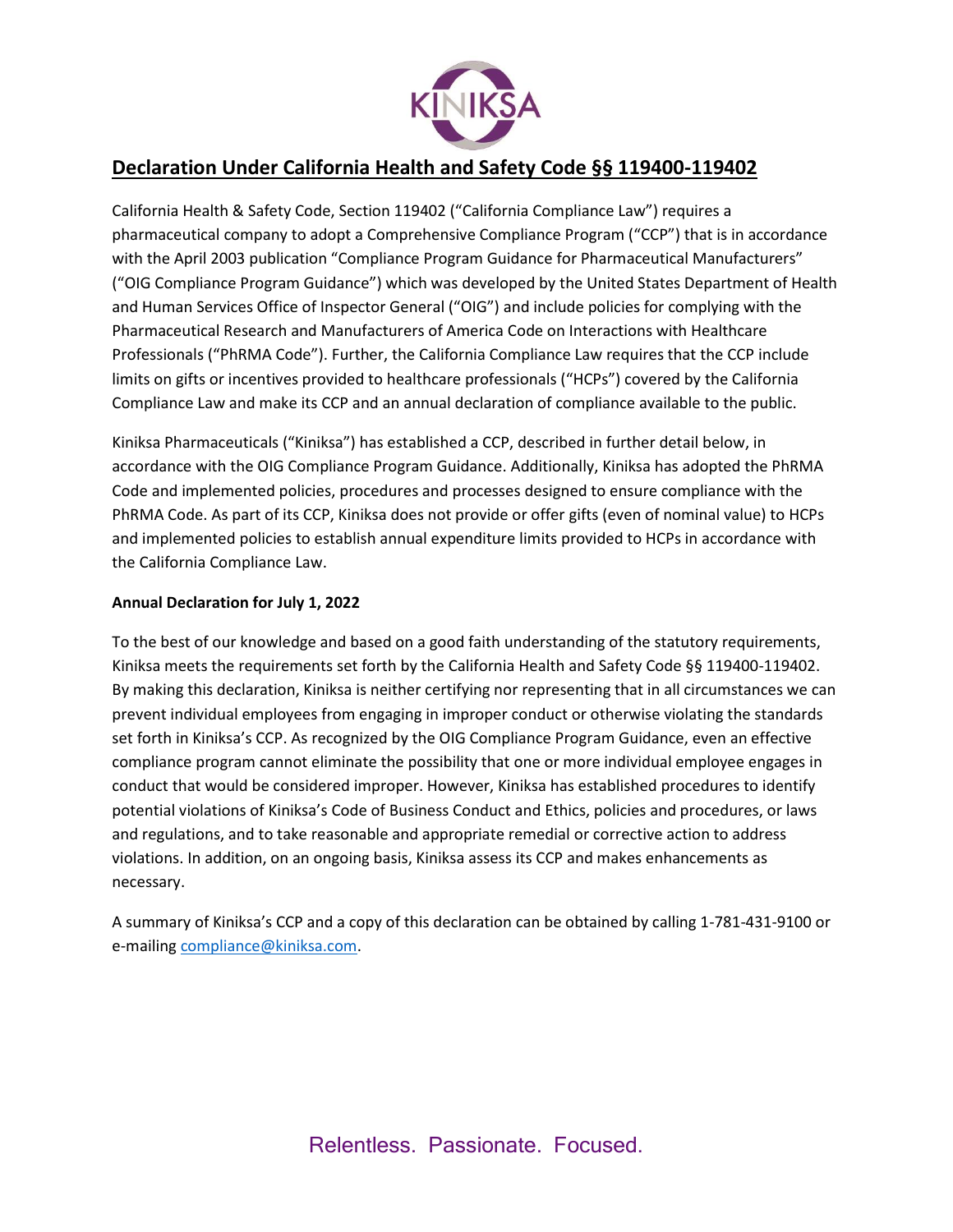# Declaration Under California Health and Safety Code §§ 119400-119402

California Health & Safety Code, Section 119402 ("California Compliance Law") requires a pharmaceutical company to adopt a Comprehensive Compliance Program ("CCP") that is in accordance with the April 2003 publication "Compliance Program Guidance for Pharmaceutical Manufacturers" ("OIG Compliance Program Guidance") which was developed by the United States Department of Health and Human Services Office of Inspector General ("OIG") and include policies for complying with the Pharmaceutical Research and Manufacturers of America Code on Interactions with Healthcare Professionals ("PhRMA Code"). Further, the California Compliance Law requires that the CCP include limits on gifts or incentives provided to healthcare professionals ("HCPs") covered by the California Compliance Law and make its CCP and an annual declaration of compliance available to the public.

Kiniksa Pharmaceuticals ("Kiniksa") has established a CCP, described in further detail below, in accordance with the OIG Compliance Program Guidance. Additionally, Kiniksa has adopted the PhRMA Code and implemented policies, procedures and processes designed to ensure compliance with the PhRMA Code. As part of its CCP, Kiniksa does not provide or offer gifts (even of nominal value) to HCPs and implemented policies to establish annual expenditure limits provided to HCPs in accordance with the California Compliance Law.

**Annual Declaration for July 1, 2022**

To the best of our knowledge and based on a good faith understanding of the statutory requirements, Kiniksa meets the requirements set forth by the California Health and Safety Code §§ 119400-119402. By making this declaration, Kiniksa is neither certifying nor representing that in all circumstances we can prevent individual employees from engaging in improper conduct or otherwise violating the standards set forth in Kiniksa's CCP. As recognized by the OIG Compliance Program Guidance, even an effective compliance program cannot eliminate the possibility that one or more individual employee engages in conduct that would be considered improper. However, Kiniksa has established procedures to identify potential violations of Kiniksa's Code of Business Conduct and Ethics, policies and procedures, or laws and regulations, and to take reasonable and appropriate remedial or corrective action to address violations. In addition, on an ongoing basis, Kiniksa assess its CCP and makes enhancements as necessary.

A summary of Kiniksa's CCP and a copy of this declaration can be obtained by calling 1-781-431-9100 or e-mailing compliance@kiniksa.com.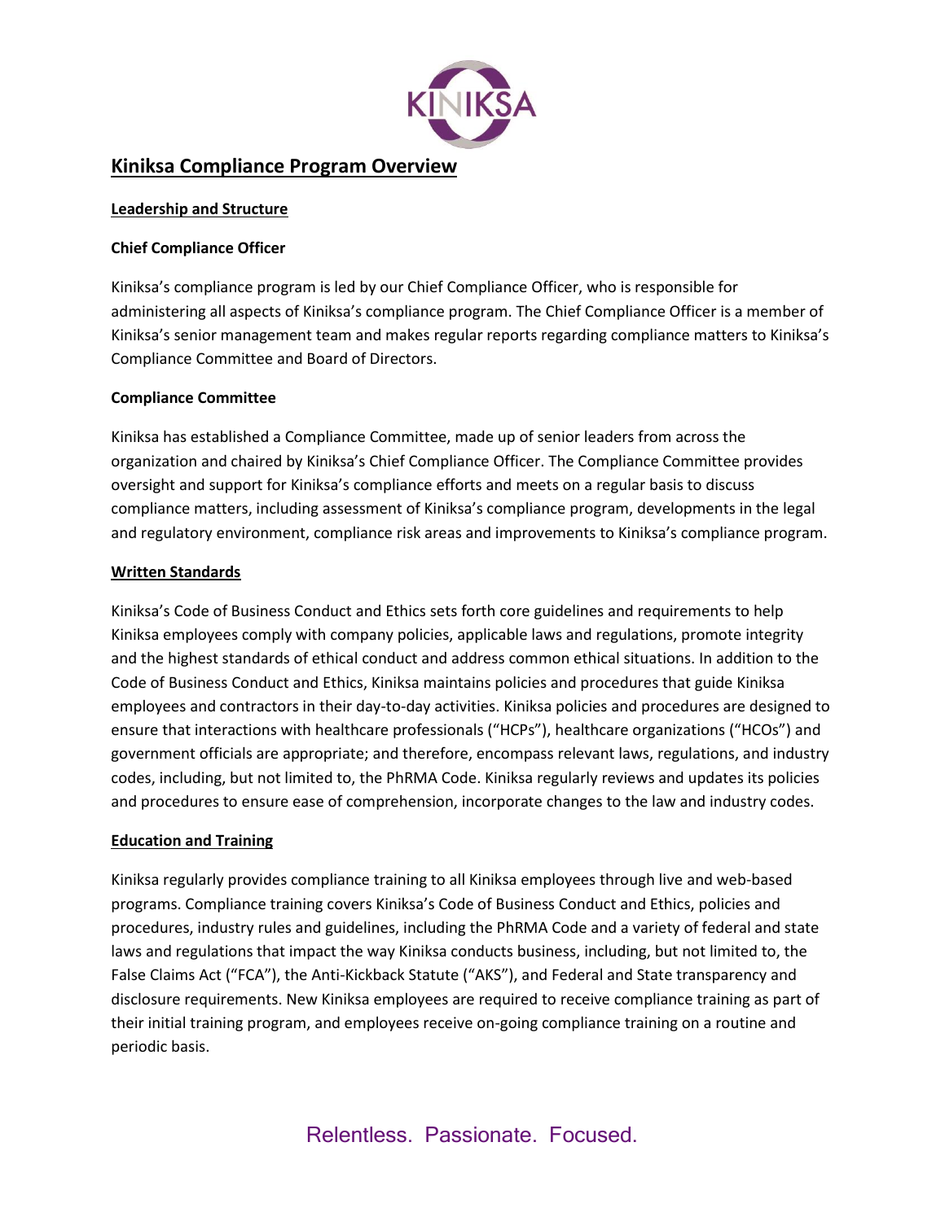# Kiniksa Compliance Program Overview

## Leadership and Structure

### Chief Compliance Officer

Kiniksa's compliance program is led by our Chief Compliance Officer, who is responsible for administering all aspects of Kiniksa's compliance program. The Chief Compliance Officer is a member of Kiniksa's senior management team and makes regular reports regarding compliance matters to Kiniksa's Compliance Committee and Board of Directors.

### Compliance Committee

Kiniksa has established a Compliance Committee, made up of senior leaders from across the organization and chaired by Kiniksa's Chief Compliance Officer. The Compliance Committee provides oversight and support for Kiniksa's compliance efforts and meets on a regular basis to discuss compliance matters, including assessment of Kiniksa's compliance program, developments in the legal and regulatory environment, compliance risk areas and improvements to Kiniksa's compliance program.

## Written Standards

Kiniksa's Code of Business Conduct and Ethics sets forth core guidelines and requirements to help Kiniksa employees comply with company policies, applicable laws and regulations, promote integrity and the highest standards of ethical conduct and address common ethical situations. In addition to the Code of Business Conduct and Ethics, Kiniksa maintains policies and procedures that guide Kiniksa employees and contractors in their day-to-day activities. Kiniksa policies and procedures are designed to ensure that interactions with healthcare professionals ("HCPs"), healthcare organizations ("HCOs") and government officials are appropriate; and therefore, encompass relevant laws, regulations, and industry codes, including, but not limited to, the PhRMA Code. Kiniksa regularly reviews and updates its policies and procedures to ensure ease of comprehension, incorporate changes to the law and industry codes.

## Education and Training

Kiniksa regularly provides compliance training to all Kiniksa employees through live and web-based programs. Compliance training covers Kiniksa's Code of Business Conduct and Ethics, policies and procedures, industry rules and guidelines, including the PhRMA Code and a variety of federal and state laws and regulations that impact the way Kiniksa conducts business, including, but not limited to, the False Claims Act ("FCA"), the Anti-Kickback Statute ("AKS"), and Federal and State transparency and disclosure requirements. New Kiniksa employees are required to receive compliance training as part of their initial training program, and employees receive on-going compliance training on a routine and periodic basis.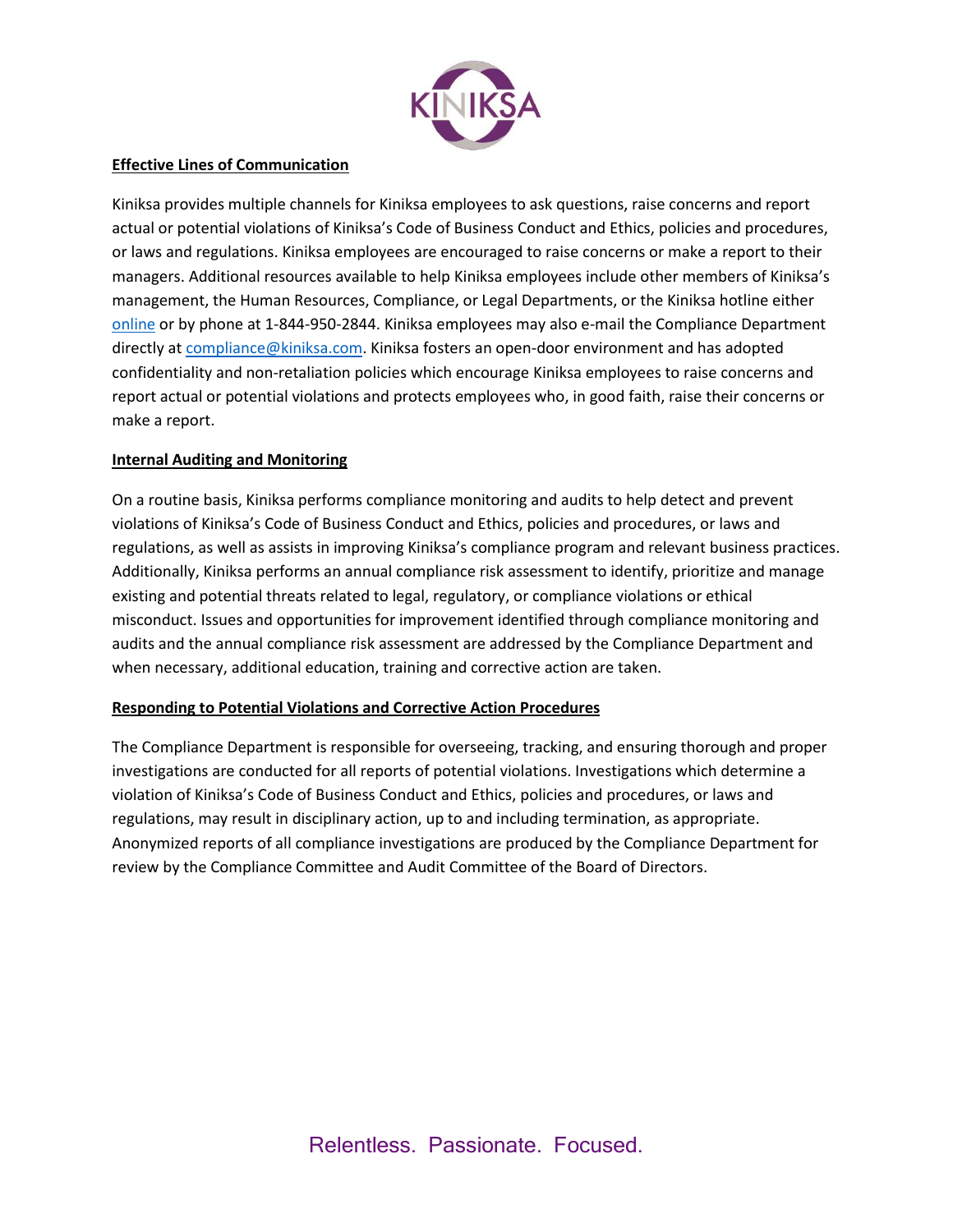**Effective Lines of Communication**

Kiniksa provides multiple channels for Kiniksa employees to ask questions, raise concerns and report actual or potential violations of Kiniksa's Code of Business Conduct and Ethics, policies and procedures, or laws and regulations. Kiniksa employees are encouraged to raise concerns or make a report to their managers. Additional resources available to help Kiniksa employees include other members of Kiniksa's management, the Human Resources, Compliance, or Legal Departments, or the Kiniksa hotline either online or by phone at 1-844-950-2844. Kiniksa employees may also e-mail the Compliance Department directly at compliance@kiniksa.com. Kiniksa fosters an open-door environment and has adopted confidentiality and non-retaliation policies which encourage Kiniksa employees to raise concerns and report actual or potential violations and protects employees who, in good faith, raise their concerns or make a report.

**Internal Auditing and Monitoring**

On a routine basis, Kiniksa performs compliance monitoring and audits to help detect and prevent violations of Kiniksa's Code of Business Conduct and Ethics, policies and procedures, or laws and regulations, as well as assists in improving Kiniksa's compliance program and relevant business practices. Additionally, Kiniksa performs an annual compliance risk assessment to identify, prioritize and manage existing and potential threats related to legal, regulatory, or compliance violations or ethical misconduct. Issues and opportunities for improvement identified through compliance monitoring and audits and the annual compliance risk assessment are addressed by the Compliance Department and when necessary, additional education, training and corrective action are taken.

**Responding to Potential Violations and Corrective Action Procedures**

The Compliance Department is responsible for overseeing, tracking, and ensuring thorough and proper investigations are conducted for all reports of potential violations. Investigations which determine a violation of Kiniksa's Code of Business Conduct and Ethics, policies and procedures, or laws and regulations, may result in disciplinary action, up to and including termination, as appropriate. Anonymized reports of all compliance investigations are produced by the Compliance Department for review by the Compliance Committee and Audit Committee of the Board of Directors.